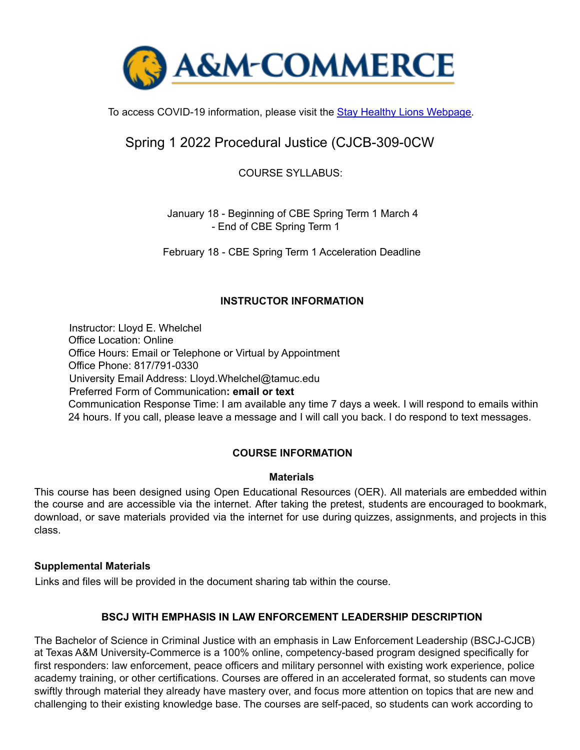To access COVID-19 information, please visit the [Stay Healthy Lions Webpage].

# Spring 1 2022 Procedural Justice (CJCB-309-0CW

COURSE SYLLABUS:

January 18 - Beginning of CBE Spring Term 1 March 4 - End of CBE Spring Term 1

February 18 - CBE Spring Term 1 Acceleration Deadline

## INSTRUCTOR INFORMATION

Instructor: Lloyd E. Whelchel
Office Location: Online
Office Hours: Email or Telephone or Virtual by Appointment
Office Phone: 817/791-0330
University Email Address: Lloyd.Whelchel@tamuc.edu
Preferred Form of Communication**: email or text**
Communication Response Time: I am available any time 7 days a week. I will respond to emails within 24 hours. If you call, please leave a message and I will call you back. I do respond to text messages.

## COURSE INFORMATION

### Materials

This course has been designed using Open Educational Resources (OER). All materials are embedded within the course and are accessible via the internet. After taking the pretest, students are encouraged to bookmark, download, or save materials provided via the internet for use during quizzes, assignments, and projects in this class.

### Supplemental Materials

Links and files will be provided in the document sharing tab within the course.

## BSCJ WITH EMPHASIS IN LAW ENFORCEMENT LEADERSHIP DESCRIPTION

The Bachelor of Science in Criminal Justice with an emphasis in Law Enforcement Leadership (BSCJ-CJCB) at Texas A&M University-Commerce is a 100% online, competency-based program designed specifically for first responders: law enforcement, peace officers and military personnel with existing work experience, police academy training, or other certifications. Courses are offered in an accelerated format, so students can move swiftly through material they already have mastery over, and focus more attention on topics that are new and challenging to their existing knowledge base. The courses are self-paced, so students can work according to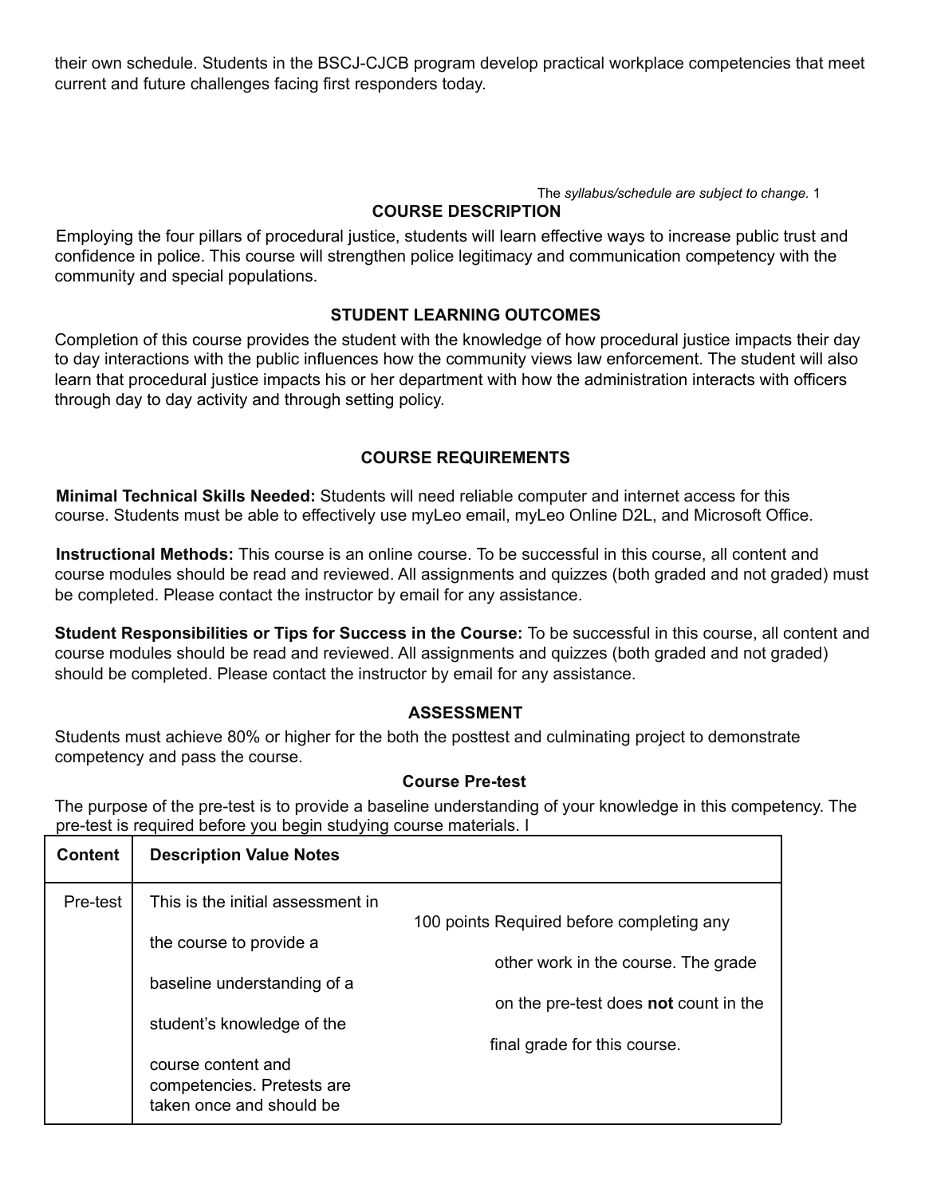their own schedule. Students in the BSCJ-CJCB program develop practical workplace competencies that meet current and future challenges facing first responders today.

The *syllabus/schedule are subject to change.*

## COURSE DESCRIPTION

Employing the four pillars of procedural justice, students will learn effective ways to increase public trust and confidence in police. This course will strengthen police legitimacy and communication competency with the community and special populations.

## STUDENT LEARNING OUTCOMES

Completion of this course provides the student with the knowledge of how procedural justice impacts their day to day interactions with the public influences how the community views law enforcement. The student will also learn that procedural justice impacts his or her department with how the administration interacts with officers through day to day activity and through setting policy.

## COURSE REQUIREMENTS

**Minimal Technical Skills Needed:** Students will need reliable computer and internet access for this course. Students must be able to effectively use myLeo email, myLeo Online D2L, and Microsoft Office.

**Instructional Methods:** This course is an online course. To be successful in this course, all content and course modules should be read and reviewed. All assignments and quizzes (both graded and not graded) must be completed. Please contact the instructor by email for any assistance.

**Student Responsibilities or Tips for Success in the Course:** To be successful in this course, all content and course modules should be read and reviewed. All assignments and quizzes (both graded and not graded) should be completed. Please contact the instructor by email for any assistance.

## ASSESSMENT

Students must achieve 80% or higher for the both the posttest and culminating project to demonstrate competency and pass the course.

### Course Pre-test

The purpose of the pre-test is to provide a baseline understanding of your knowledge in this competency. The pre-test is required before you begin studying course materials. I

| Content | Description | Value | Notes |
|---|---|---|---|
| Pre-test | This is the initial assessment in the course to provide a baseline understanding of a student's knowledge of the course content and competencies. Pretests are taken once and should be | 100 points | Required before completing any other work in the course. The grade on the pre-test does **not** count in the final grade for this course. |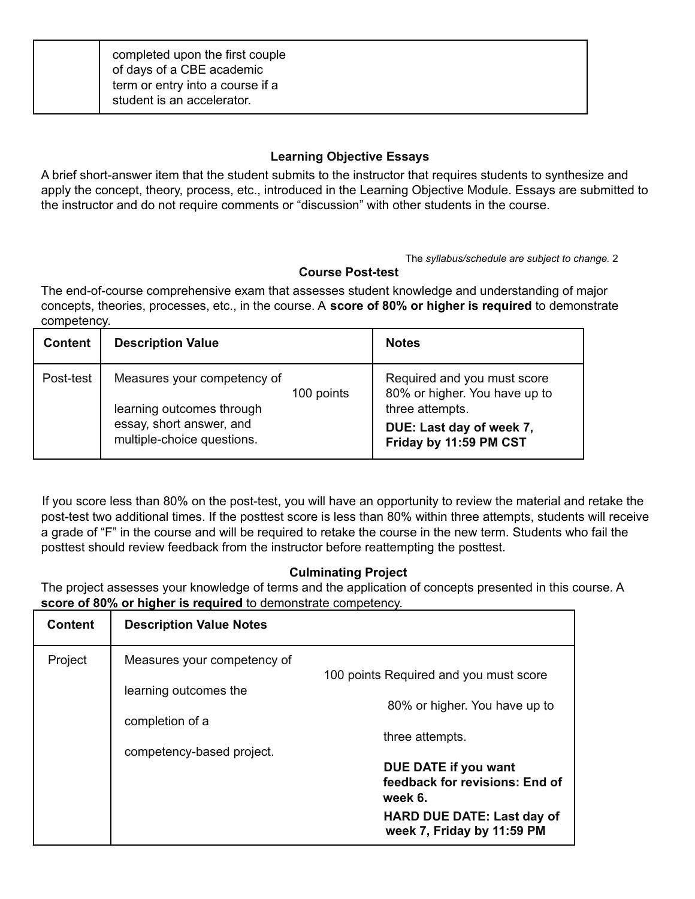| | completed upon the first couple of days of a CBE academic term or entry into a course if a student is an accelerator. |
|---|---|

### Learning Objective Essays

A brief short-answer item that the student submits to the instructor that requires students to synthesize and apply the concept, theory, process, etc., introduced in the Learning Objective Module. Essays are submitted to the instructor and do not require comments or "discussion" with other students in the course.

The *syllabus/schedule are subject to change.*

### Course Post-test

The end-of-course comprehensive exam that assesses student knowledge and understanding of major concepts, theories, processes, etc., in the course. A **score of 80% or higher is required** to demonstrate competency.

| Content | Description Value | Notes |
|---|---|---|
| Post-test | Measures your competency of learning outcomes through essay, short answer, and multiple-choice questions. 100 points | Required and you must score 80% or higher. You have up to three attempts. **DUE: Last day of week 7, Friday by 11:59 PM CST** |

If you score less than 80% on the post-test, you will have an opportunity to review the material and retake the post-test two additional times. If the posttest score is less than 80% within three attempts, students will receive a grade of "F" in the course and will be required to retake the course in the new term. Students who fail the posttest should review feedback from the instructor before reattempting the posttest.

### Culminating Project

The project assesses your knowledge of terms and the application of concepts presented in this course. A **score of 80% or higher is required** to demonstrate competency.

| Content | Description Value Notes |
|---|---|
| Project | Measures your competency of learning outcomes the completion of a competency-based project. 100 points Required and you must score 80% or higher. You have up to three attempts. **DUE DATE if you want feedback for revisions: End of week 6.** **HARD DUE DATE: Last day of week 7, Friday by 11:59 PM** |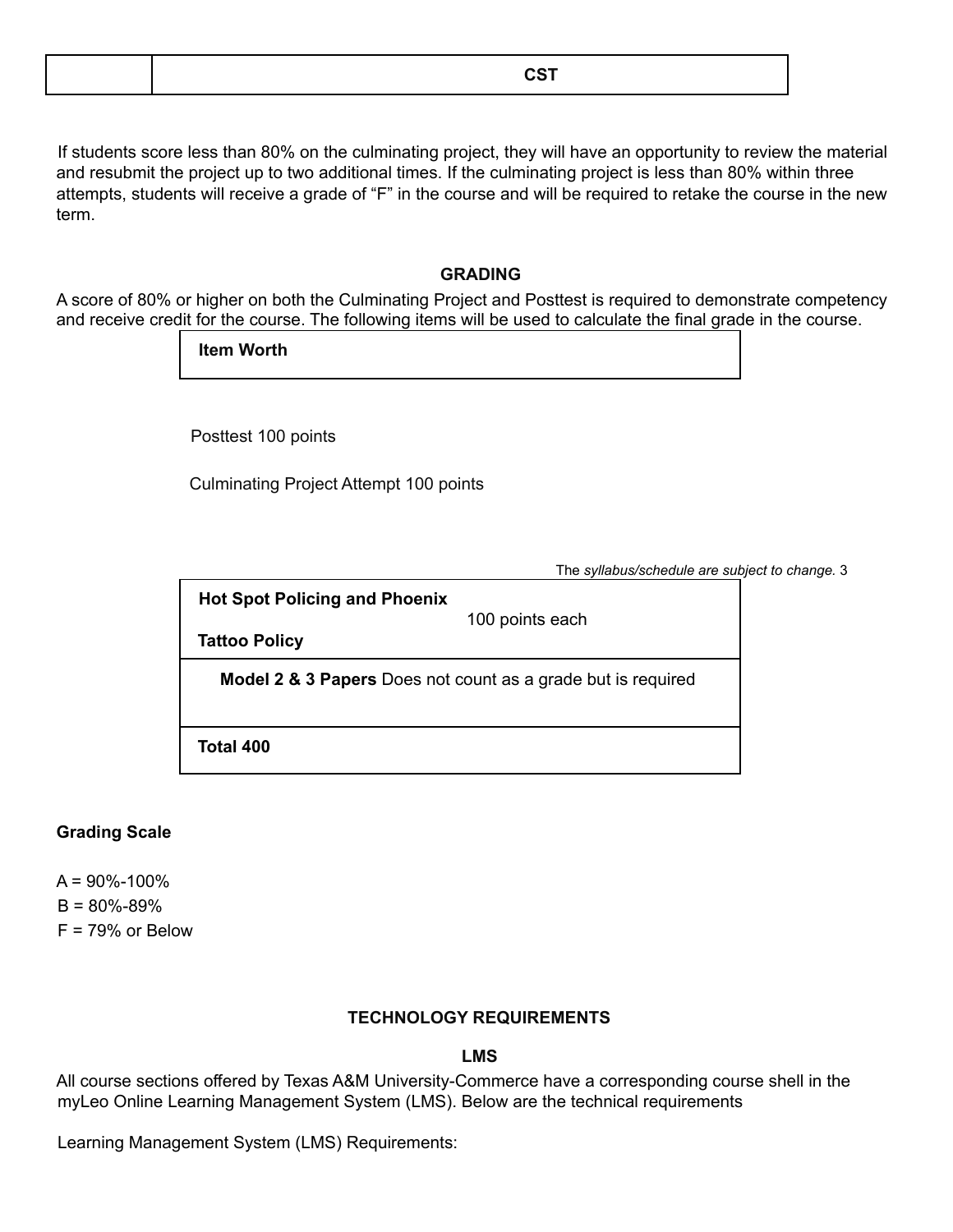|  | CST |
|---|---|

If students score less than 80% on the culminating project, they will have an opportunity to review the material and resubmit the project up to two additional times. If the culminating project is less than 80% within three attempts, students will receive a grade of "F" in the course and will be required to retake the course in the new term.

## GRADING

A score of 80% or higher on both the Culminating Project and Posttest is required to demonstrate competency and receive credit for the course. The following items will be used to calculate the final grade in the course.

| Item | Worth |
|---|---|
| Posttest | 100 points |
| Culminating Project Attempt | 100 points |
| **Hot Spot Policing and Phoenix Tattoo Policy** | 100 points each |
| **Model 2 & 3 Papers** | Does not count as a grade but is required |
| **Total** | **400** |

The *syllabus/schedule are subject to change.*

**Grading Scale**

A = 90%-100%
B = 80%-89%
F = 79% or Below

## TECHNOLOGY REQUIREMENTS

### LMS

All course sections offered by Texas A&M University-Commerce have a corresponding course shell in the myLeo Online Learning Management System (LMS). Below are the technical requirements

Learning Management System (LMS) Requirements: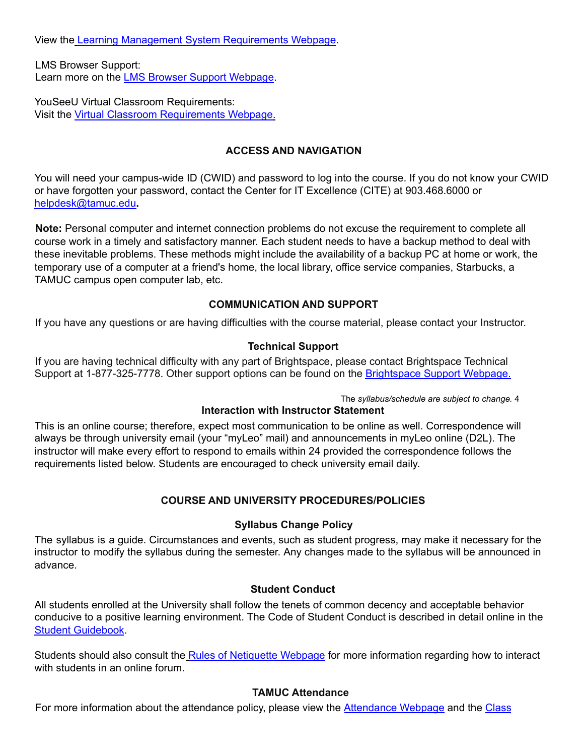View the Learning Management System Requirements Webpage.

LMS Browser Support:
Learn more on the LMS Browser Support Webpage.

YouSeeU Virtual Classroom Requirements:
Visit the Virtual Classroom Requirements Webpage.

## ACCESS AND NAVIGATION

You will need your campus-wide ID (CWID) and password to log into the course. If you do not know your CWID or have forgotten your password, contact the Center for IT Excellence (CITE) at 903.468.6000 or helpdesk@tamuc.edu**.**

**Note:** Personal computer and internet connection problems do not excuse the requirement to complete all course work in a timely and satisfactory manner. Each student needs to have a backup method to deal with these inevitable problems. These methods might include the availability of a backup PC at home or work, the temporary use of a computer at a friend's home, the local library, office service companies, Starbucks, a TAMUC campus open computer lab, etc.

## COMMUNICATION AND SUPPORT

If you have any questions or are having difficulties with the course material, please contact your Instructor.

### Technical Support

If you are having technical difficulty with any part of Brightspace, please contact Brightspace Technical Support at 1-877-325-7778. Other support options can be found on the Brightspace Support Webpage.

### Interaction with Instructor Statement

This is an online course; therefore, expect most communication to be online as well. Correspondence will always be through university email (your "myLeo" mail) and announcements in myLeo online (D2L). The instructor will make every effort to respond to emails within 24 provided the correspondence follows the requirements listed below. Students are encouraged to check university email daily.

## COURSE AND UNIVERSITY PROCEDURES/POLICIES

### Syllabus Change Policy

The syllabus is a guide. Circumstances and events, such as student progress, may make it necessary for the instructor to modify the syllabus during the semester. Any changes made to the syllabus will be announced in advance.

### Student Conduct

All students enrolled at the University shall follow the tenets of common decency and acceptable behavior conducive to a positive learning environment. The Code of Student Conduct is described in detail online in the Student Guidebook.

Students should also consult the Rules of Netiquette Webpage for more information regarding how to interact with students in an online forum.

### TAMUC Attendance

For more information about the attendance policy, please view the Attendance Webpage and the Class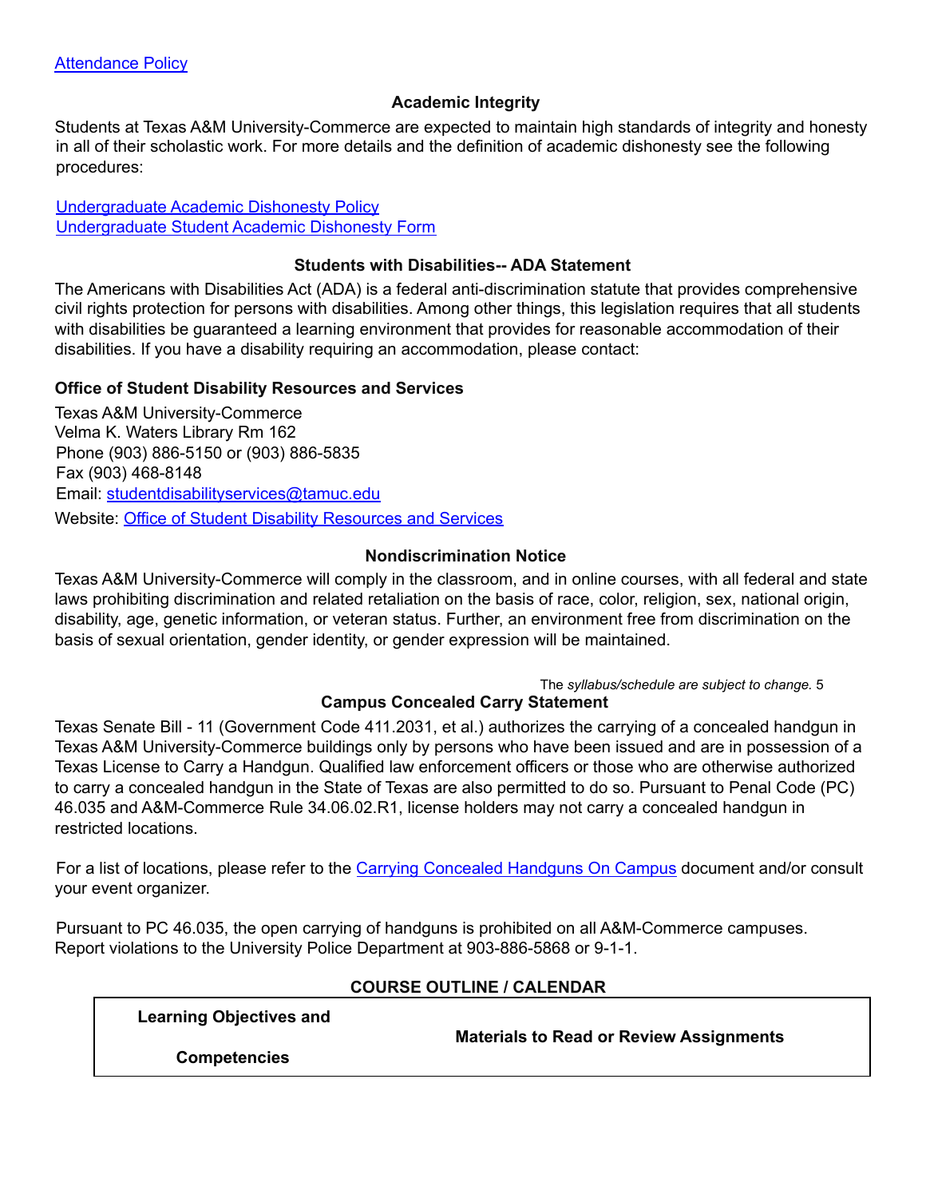[Attendance Policy]

### Academic Integrity

Students at Texas A&M University-Commerce are expected to maintain high standards of integrity and honesty in all of their scholastic work. For more details and the definition of academic dishonesty see the following procedures:

[Undergraduate Academic Dishonesty Policy]
[Undergraduate Student Academic Dishonesty Form]

### Students with Disabilities-- ADA Statement

The Americans with Disabilities Act (ADA) is a federal anti-discrimination statute that provides comprehensive civil rights protection for persons with disabilities. Among other things, this legislation requires that all students with disabilities be guaranteed a learning environment that provides for reasonable accommodation of their disabilities. If you have a disability requiring an accommodation, please contact:

**Office of Student Disability Resources and Services**

Texas A&M University-Commerce
Velma K. Waters Library Rm 162
Phone (903) 886-5150 or (903) 886-5835
Fax (903) 468-8148
Email: studentdisabilityservices@tamuc.edu
Website: [Office of Student Disability Resources and Services]

### Nondiscrimination Notice

Texas A&M University-Commerce will comply in the classroom, and in online courses, with all federal and state laws prohibiting discrimination and related retaliation on the basis of race, color, religion, sex, national origin, disability, age, genetic information, or veteran status. Further, an environment free from discrimination on the basis of sexual orientation, gender identity, or gender expression will be maintained.

The *syllabus/schedule are subject to change.*

### Campus Concealed Carry Statement

Texas Senate Bill - 11 (Government Code 411.2031, et al.) authorizes the carrying of a concealed handgun in Texas A&M University-Commerce buildings only by persons who have been issued and are in possession of a Texas License to Carry a Handgun. Qualified law enforcement officers or those who are otherwise authorized to carry a concealed handgun in the State of Texas are also permitted to do so. Pursuant to Penal Code (PC) 46.035 and A&M-Commerce Rule 34.06.02.R1, license holders may not carry a concealed handgun in restricted locations.

For a list of locations, please refer to the [Carrying Concealed Handguns On Campus] document and/or consult your event organizer.

Pursuant to PC 46.035, the open carrying of handguns is prohibited on all A&M-Commerce campuses. Report violations to the University Police Department at 903-886-5868 or 9-1-1.

### COURSE OUTLINE / CALENDAR

| Learning Objectives and Competencies | Materials to Read or Review Assignments |
|---|---|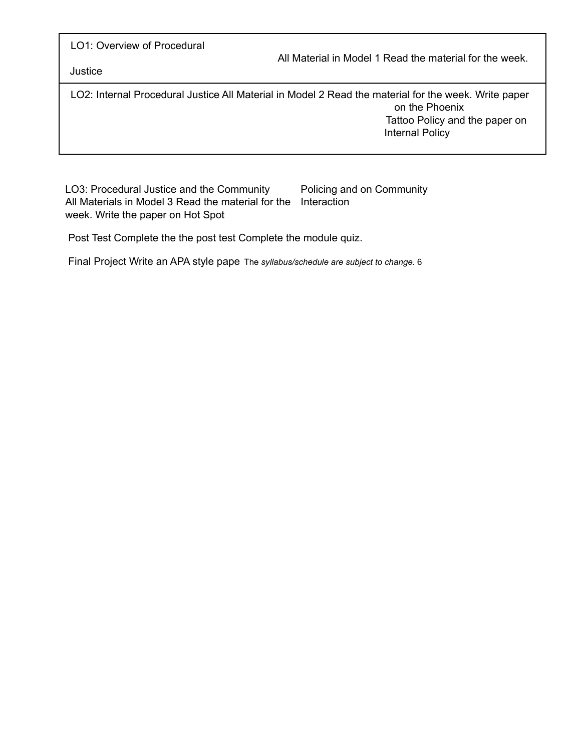| | | |
|---|---|---|
| LO1: Overview of Procedural Justice | All Material in Model 1 | Read the material for the week. |
| LO2: Internal Procedural Justice | All Material in Model 2 | Read the material for the week. Write paper on the Phoenix Tattoo Policy and the paper on Internal Policy |
| LO3: Procedural Justice and the Community | All Materials in Model 3 | Read the material for the week. Write the paper on Hot Spot Policing and on Community Interaction |
| Post Test | Complete the the post test | Complete the module quiz. |
| Final Project | Write an APA style pape | |

The *syllabus/schedule are subject to change.*